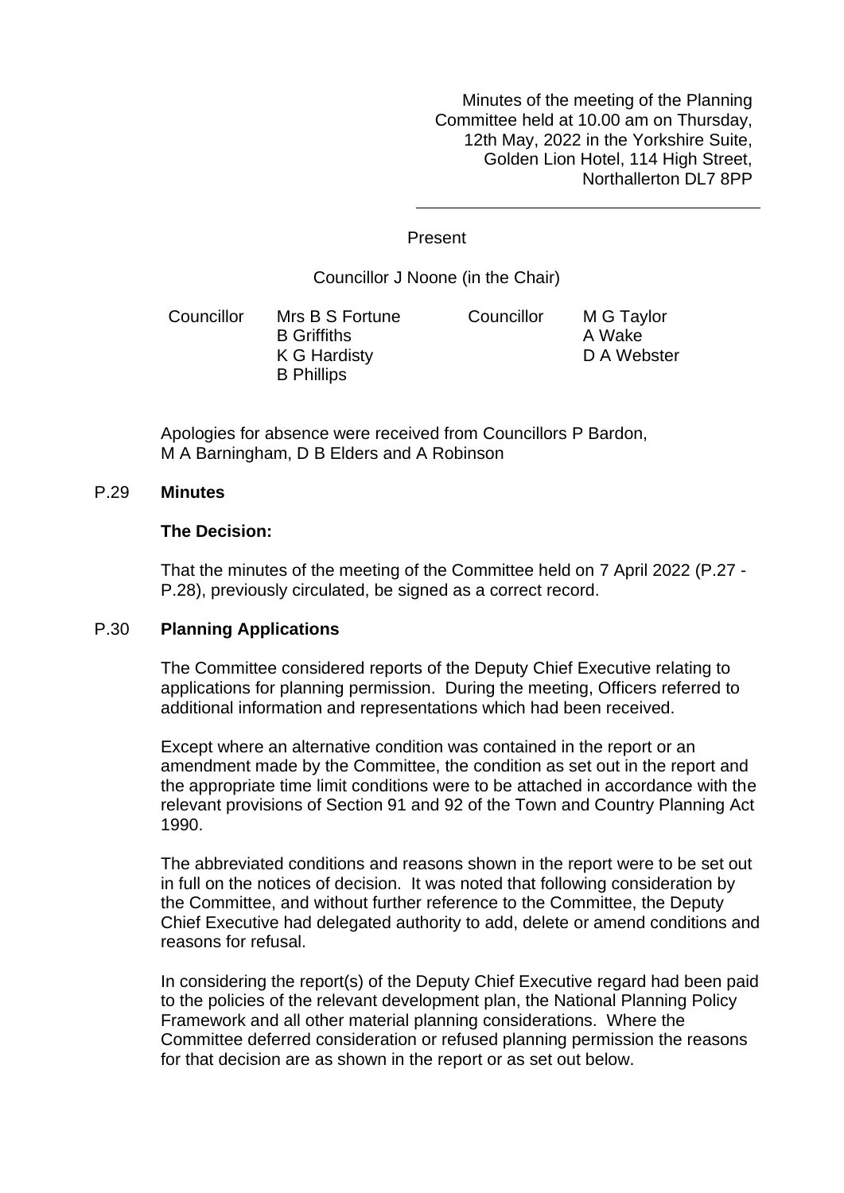Minutes of the meeting of the Planning Committee held at 10.00 am on Thursday, 12th May, 2022 in the Yorkshire Suite, Golden Lion Hotel, 114 High Street, Northallerton DL7 8PP

---

Present

Councillor J Noone (in the Chair)

| Councillor | Mrs B S Fortune | Councillor | M G Taylor |
|---|---|---|---|
| | B Griffiths | | A Wake |
| | K G Hardisty | | D A Webster |
| | B Phillips | | |

Apologies for absence were received from Councillors P Bardon, M A Barningham, D B Elders and A Robinson

## P.29 Minutes

**The Decision:**

That the minutes of the meeting of the Committee held on 7 April 2022 (P.27 - P.28), previously circulated, be signed as a correct record.

## P.30 Planning Applications

The Committee considered reports of the Deputy Chief Executive relating to applications for planning permission. During the meeting, Officers referred to additional information and representations which had been received.

Except where an alternative condition was contained in the report or an amendment made by the Committee, the condition as set out in the report and the appropriate time limit conditions were to be attached in accordance with the relevant provisions of Section 91 and 92 of the Town and Country Planning Act 1990.

The abbreviated conditions and reasons shown in the report were to be set out in full on the notices of decision. It was noted that following consideration by the Committee, and without further reference to the Committee, the Deputy Chief Executive had delegated authority to add, delete or amend conditions and reasons for refusal.

In considering the report(s) of the Deputy Chief Executive regard had been paid to the policies of the relevant development plan, the National Planning Policy Framework and all other material planning considerations. Where the Committee deferred consideration or refused planning permission the reasons for that decision are as shown in the report or as set out below.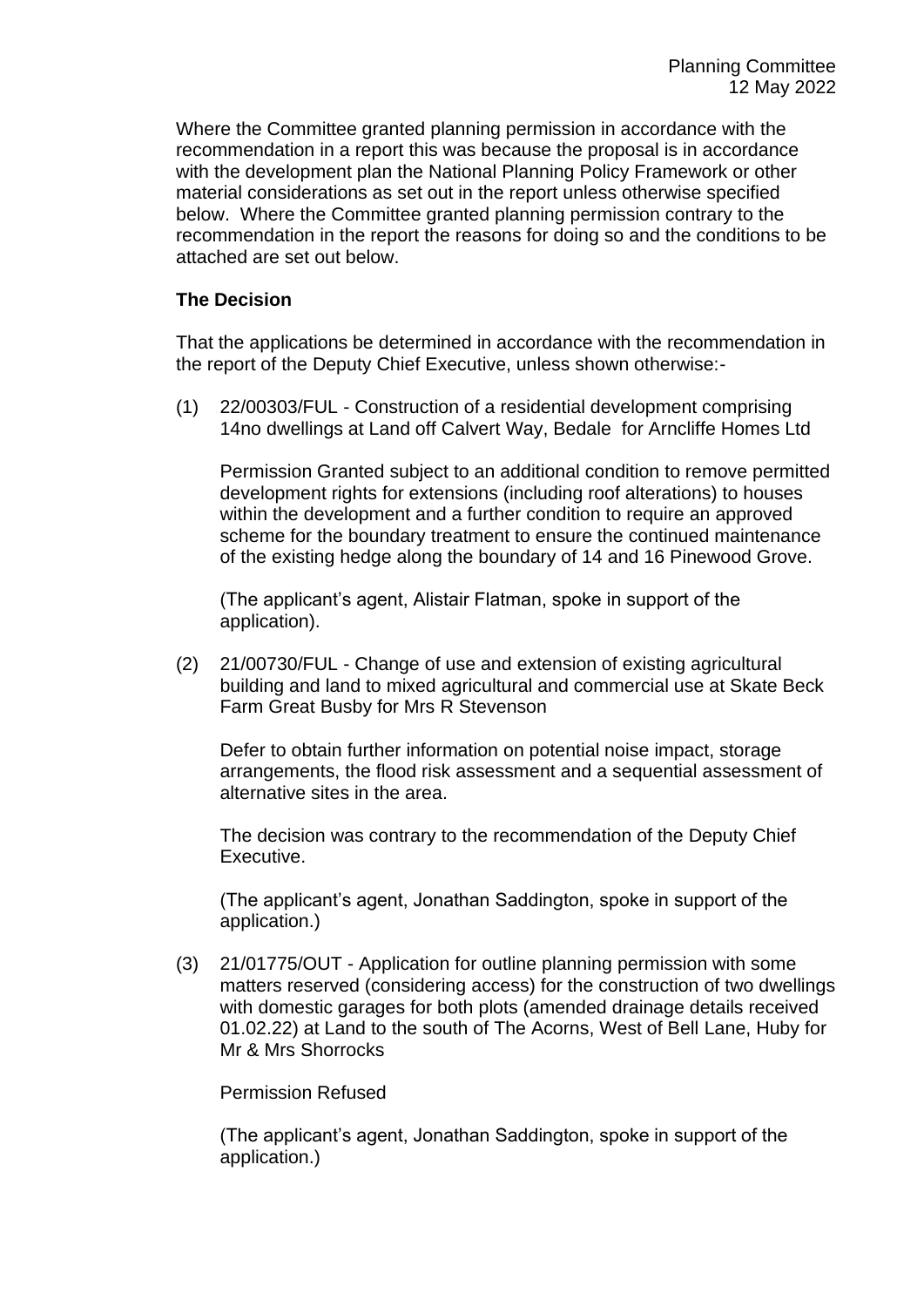Where the Committee granted planning permission in accordance with the recommendation in a report this was because the proposal is in accordance with the development plan the National Planning Policy Framework or other material considerations as set out in the report unless otherwise specified below. Where the Committee granted planning permission contrary to the recommendation in the report the reasons for doing so and the conditions to be attached are set out below.

**The Decision**

That the applications be determined in accordance with the recommendation in the report of the Deputy Chief Executive, unless shown otherwise:-

(1) 22/00303/FUL - Construction of a residential development comprising 14no dwellings at Land off Calvert Way, Bedale for Arncliffe Homes Ltd

Permission Granted subject to an additional condition to remove permitted development rights for extensions (including roof alterations) to houses within the development and a further condition to require an approved scheme for the boundary treatment to ensure the continued maintenance of the existing hedge along the boundary of 14 and 16 Pinewood Grove.

(The applicant's agent, Alistair Flatman, spoke in support of the application).

(2) 21/00730/FUL - Change of use and extension of existing agricultural building and land to mixed agricultural and commercial use at Skate Beck Farm Great Busby for Mrs R Stevenson

Defer to obtain further information on potential noise impact, storage arrangements, the flood risk assessment and a sequential assessment of alternative sites in the area.

The decision was contrary to the recommendation of the Deputy Chief Executive.

(The applicant's agent, Jonathan Saddington, spoke in support of the application.)

(3) 21/01775/OUT - Application for outline planning permission with some matters reserved (considering access) for the construction of two dwellings with domestic garages for both plots (amended drainage details received 01.02.22) at Land to the south of The Acorns, West of Bell Lane, Huby for Mr & Mrs Shorrocks

Permission Refused

(The applicant's agent, Jonathan Saddington, spoke in support of the application.)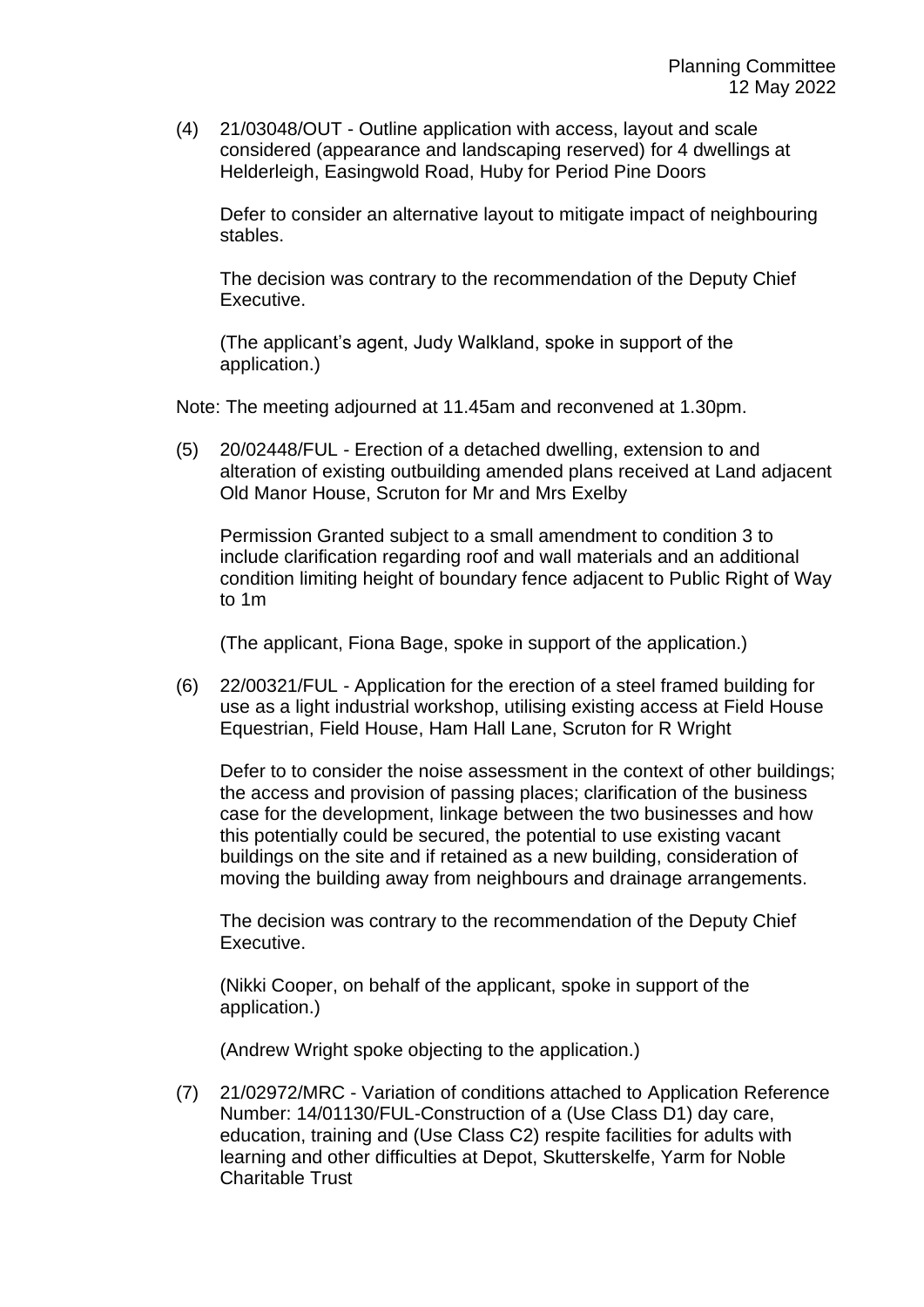(4) 21/03048/OUT - Outline application with access, layout and scale considered (appearance and landscaping reserved) for 4 dwellings at Helderleigh, Easingwold Road, Huby for Period Pine Doors

Defer to consider an alternative layout to mitigate impact of neighbouring stables.

The decision was contrary to the recommendation of the Deputy Chief Executive.

(The applicant's agent, Judy Walkland, spoke in support of the application.)

Note: The meeting adjourned at 11.45am and reconvened at 1.30pm.

(5) 20/02448/FUL - Erection of a detached dwelling, extension to and alteration of existing outbuilding amended plans received at Land adjacent Old Manor House, Scruton for Mr and Mrs Exelby

Permission Granted subject to a small amendment to condition 3 to include clarification regarding roof and wall materials and an additional condition limiting height of boundary fence adjacent to Public Right of Way to 1m

(The applicant, Fiona Bage, spoke in support of the application.)

(6) 22/00321/FUL - Application for the erection of a steel framed building for use as a light industrial workshop, utilising existing access at Field House Equestrian, Field House, Ham Hall Lane, Scruton for R Wright

Defer to to consider the noise assessment in the context of other buildings; the access and provision of passing places; clarification of the business case for the development, linkage between the two businesses and how this potentially could be secured, the potential to use existing vacant buildings on the site and if retained as a new building, consideration of moving the building away from neighbours and drainage arrangements.

The decision was contrary to the recommendation of the Deputy Chief Executive.

(Nikki Cooper, on behalf of the applicant, spoke in support of the application.)

(Andrew Wright spoke objecting to the application.)

(7) 21/02972/MRC - Variation of conditions attached to Application Reference Number: 14/01130/FUL-Construction of a (Use Class D1) day care, education, training and (Use Class C2) respite facilities for adults with learning and other difficulties at Depot, Skutterskelfe, Yarm for Noble Charitable Trust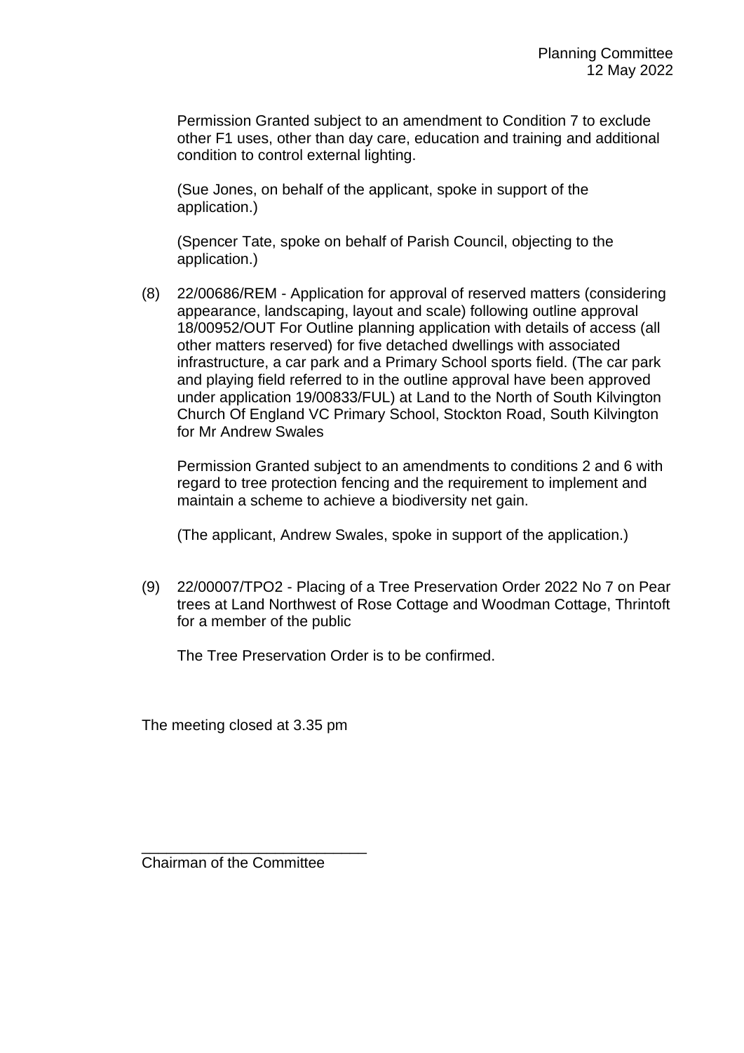Permission Granted subject to an amendment to Condition 7 to exclude other F1 uses, other than day care, education and training and additional condition to control external lighting.

(Sue Jones, on behalf of the applicant, spoke in support of the application.)

(Spencer Tate, spoke on behalf of Parish Council, objecting to the application.)

(8) 22/00686/REM - Application for approval of reserved matters (considering appearance, landscaping, layout and scale) following outline approval 18/00952/OUT For Outline planning application with details of access (all other matters reserved) for five detached dwellings with associated infrastructure, a car park and a Primary School sports field. (The car park and playing field referred to in the outline approval have been approved under application 19/00833/FUL) at Land to the North of South Kilvington Church Of England VC Primary School, Stockton Road, South Kilvington for Mr Andrew Swales

Permission Granted subject to an amendments to conditions 2 and 6 with regard to tree protection fencing and the requirement to implement and maintain a scheme to achieve a biodiversity net gain.

(The applicant, Andrew Swales, spoke in support of the application.)

(9) 22/00007/TPO2 - Placing of a Tree Preservation Order 2022 No 7 on Pear trees at Land Northwest of Rose Cottage and Woodman Cottage, Thrintoft for a member of the public

The Tree Preservation Order is to be confirmed.

The meeting closed at 3.35 pm

\_\_\_\_\_\_\_\_\_\_\_\_\_\_\_\_\_\_\_\_\_\_\_\_\_\_\_

Chairman of the Committee